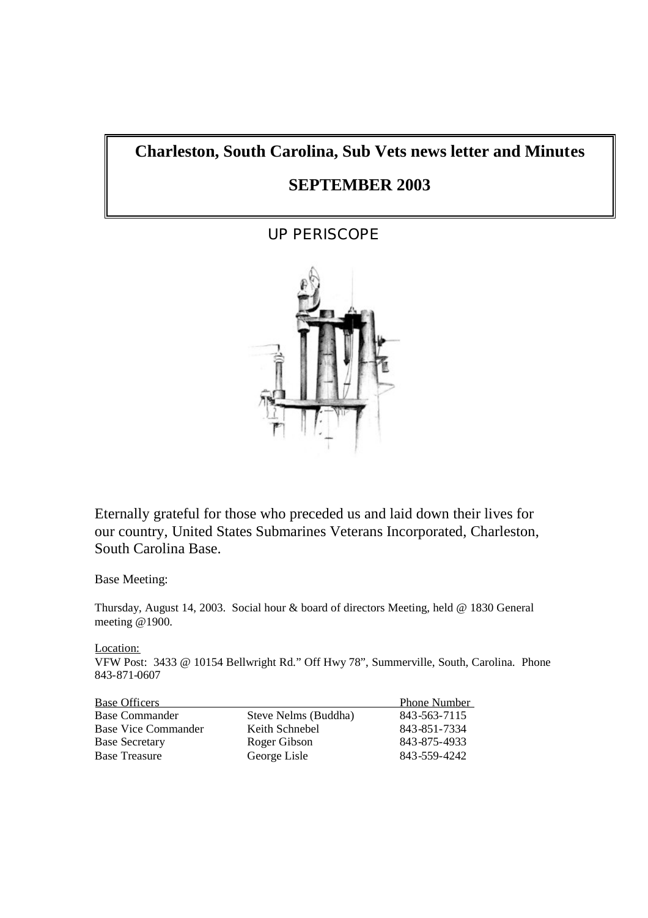# Charleston, South Carolina, Sub Vets news letter and Minutes

## SEPTEMBER 2003

UP PERISCOPE

Eternally grateful for those who preceded us and laid down their lives for our country, United States Submarines Veterans Incorporated, Charleston, South Carolina Base.

Base Meeting:

Thursday, August 14, 2003. Social hour & board of directors Meeting, held @ 1830 General meeting @1900.

Location:
VFW Post: 3433 @ 10154 Bellwright Rd." Off Hwy 78", Summerville, South, Carolina. Phone 843-871-0607

| Base Officers | | Phone Number |
|---|---|---|
| Base Commander | Steve Nelms (Buddha) | 843-563-7115 |
| Base Vice Commander | Keith Schnebel | 843-851-7334 |
| Base Secretary | Roger Gibson | 843-875-4933 |
| Base Treasure | George Lisle | 843-559-4242 |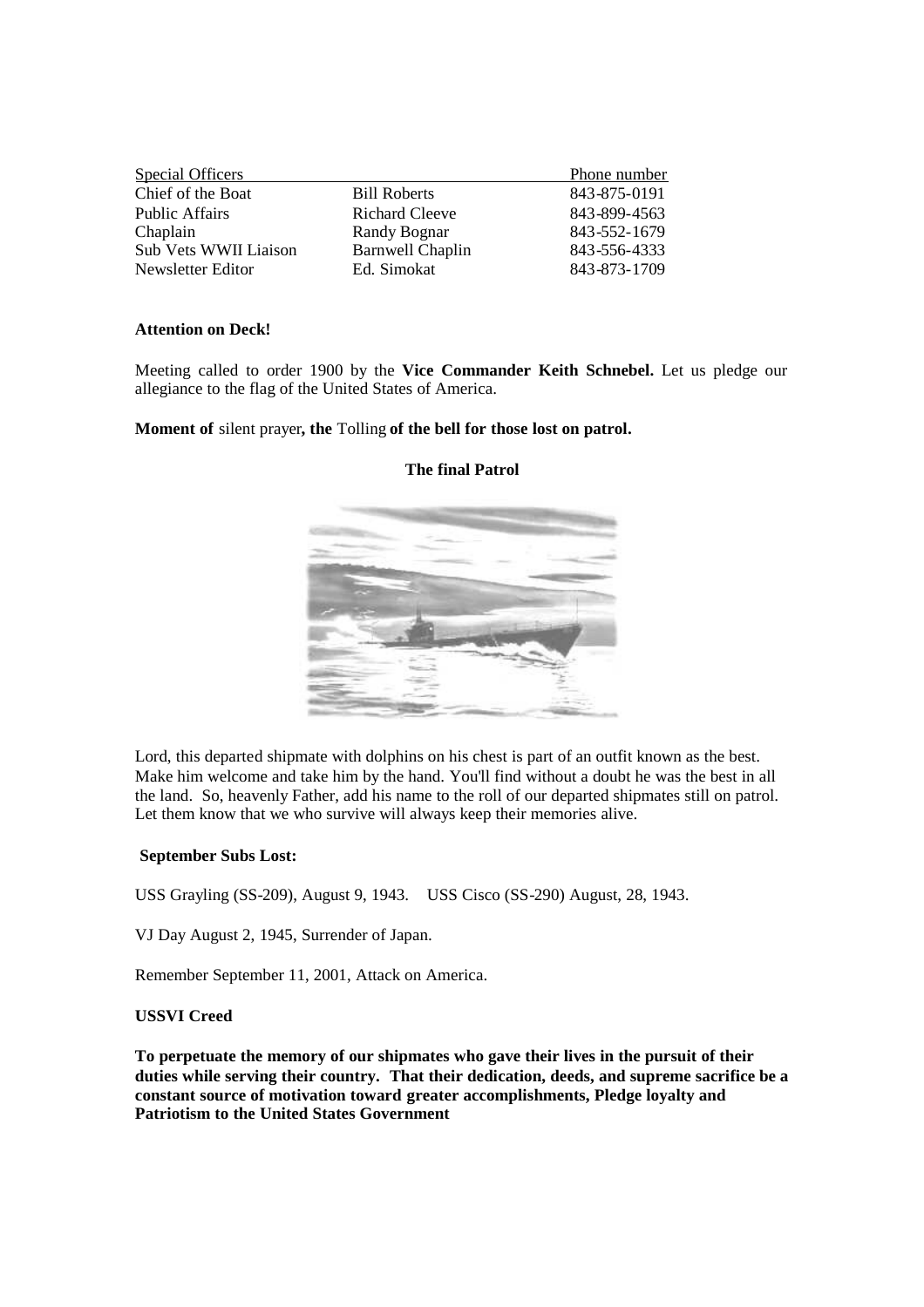| Special Officers | | Phone number |
|---|---|---|
| Chief of the Boat | Bill Roberts | 843-875-0191 |
| Public Affairs | Richard Cleeve | 843-899-4563 |
| Chaplain | Randy Bognar | 843-552-1679 |
| Sub Vets WWII Liaison | Barnwell Chaplin | 843-556-4333 |
| Newsletter Editor | Ed. Simokat | 843-873-1709 |

**Attention on Deck!**

Meeting called to order 1900 by the **Vice Commander Keith Schnebel.** Let us pledge our allegiance to the flag of the United States of America.

**Moment of** silent prayer**, the** Tolling **of the bell for those lost on patrol.**

**The final Patrol**

Lord, this departed shipmate with dolphins on his chest is part of an outfit known as the best. Make him welcome and take him by the hand. You'll find without a doubt he was the best in all the land. So, heavenly Father, add his name to the roll of our departed shipmates still on patrol. Let them know that we who survive will always keep their memories alive.

**September Subs Lost:**

USS Grayling (SS-209), August 9, 1943. USS Cisco (SS-290) August, 28, 1943.

VJ Day August 2, 1945, Surrender of Japan.

Remember September 11, 2001, Attack on America.

**USSVI Creed**

**To perpetuate the memory of our shipmates who gave their lives in the pursuit of their duties while serving their country. That their dedication, deeds, and supreme sacrifice be a constant source of motivation toward greater accomplishments, Pledge loyalty and Patriotism to the United States Government**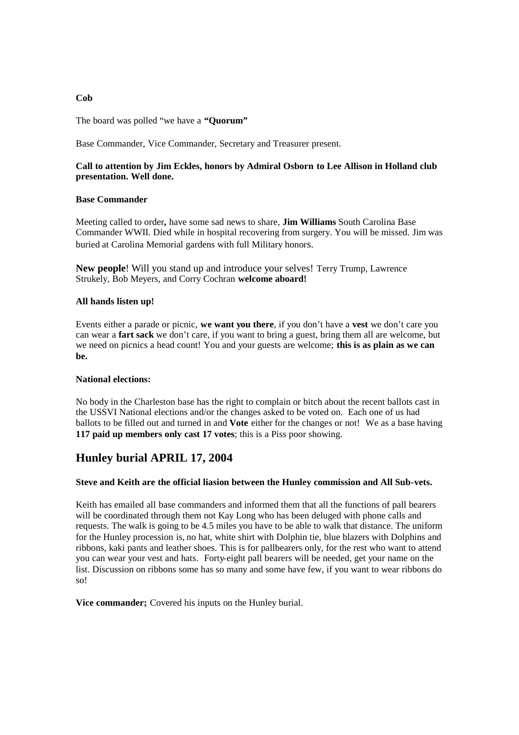**Cob**

The board was polled "we have a **"Quorum"**

Base Commander, Vice Commander, Secretary and Treasurer present.

**Call to attention by Jim Eckles, honors by Admiral Osborn to Lee Allison in Holland club presentation. Well done.**

**Base Commander**

Meeting called to order**,** have some sad news to share, **Jim Williams** South Carolina Base Commander WWII. Died while in hospital recovering from surgery. You will be missed. Jim was buried at Carolina Memorial gardens with full Military honors.

**New people**! Will you stand up and introduce your selves! Terry Trump, Lawrence Strukely, Bob Meyers, and Corry Cochran **welcome aboard!**

**All hands listen up!**

Events either a parade or picnic, **we want you there**, if you don't have a **vest** we don't care you can wear a **fart sack** we don't care, if you want to bring a guest, bring them all are welcome, but we need on picnics a head count! You and your guests are welcome; **this is as plain as we can be.**

**National elections:**

No body in the Charleston base has the right to complain or bitch about the recent ballots cast in the USSVI National elections and/or the changes asked to be voted on. Each one of us had ballots to be filled out and turned in and **Vote** either for the changes or not! We as a base having **117 paid up members only cast 17 votes**; this is a Piss poor showing.

## Hunley burial APRIL 17, 2004

**Steve and Keith are the official liasion between the Hunley commission and All Sub-vets.**

Keith has emailed all base commanders and informed them that all the functions of pall bearers will be coordinated through them not Kay Long who has been deluged with phone calls and requests. The walk is going to be 4.5 miles you have to be able to walk that distance. The uniform for the Hunley procession is, no hat, white shirt with Dolphin tie, blue blazers with Dolphins and ribbons, kaki pants and leather shoes. This is for pallbearers only, for the rest who want to attend you can wear your vest and hats. Forty-eight pall bearers will be needed, get your name on the list. Discussion on ribbons some has so many and some have few, if you want to wear ribbons do so!

**Vice commander;** Covered his inputs on the Hunley burial.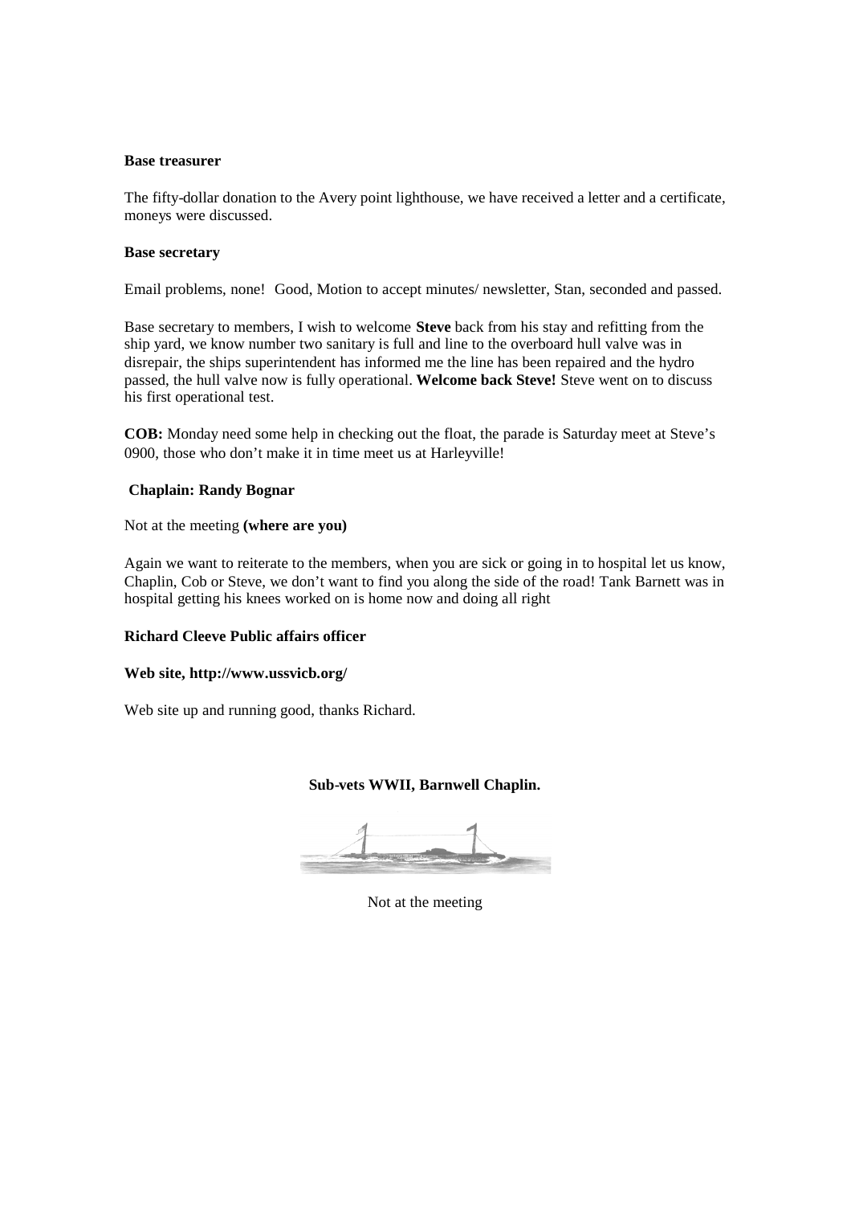**Base treasurer**

The fifty-dollar donation to the Avery point lighthouse, we have received a letter and a certificate, moneys were discussed.

**Base secretary**

Email problems, none! Good, Motion to accept minutes/ newsletter, Stan, seconded and passed.

Base secretary to members, I wish to welcome **Steve** back from his stay and refitting from the ship yard, we know number two sanitary is full and line to the overboard hull valve was in disrepair, the ships superintendent has informed me the line has been repaired and the hydro passed, the hull valve now is fully operational. **Welcome back Steve!** Steve went on to discuss his first operational test.

**COB:** Monday need some help in checking out the float, the parade is Saturday meet at Steve's 0900, those who don't make it in time meet us at Harleyville!

**Chaplain: Randy Bognar**

Not at the meeting **(where are you)**

Again we want to reiterate to the members, when you are sick or going in to hospital let us know, Chaplin, Cob or Steve, we don't want to find you along the side of the road! Tank Barnett was in hospital getting his knees worked on is home now and doing all right

**Richard Cleeve Public affairs officer**

**Web site, http://www.ussvicb.org/**

Web site up and running good, thanks Richard.

**Sub-vets WWII, Barnwell Chaplin.**

Not at the meeting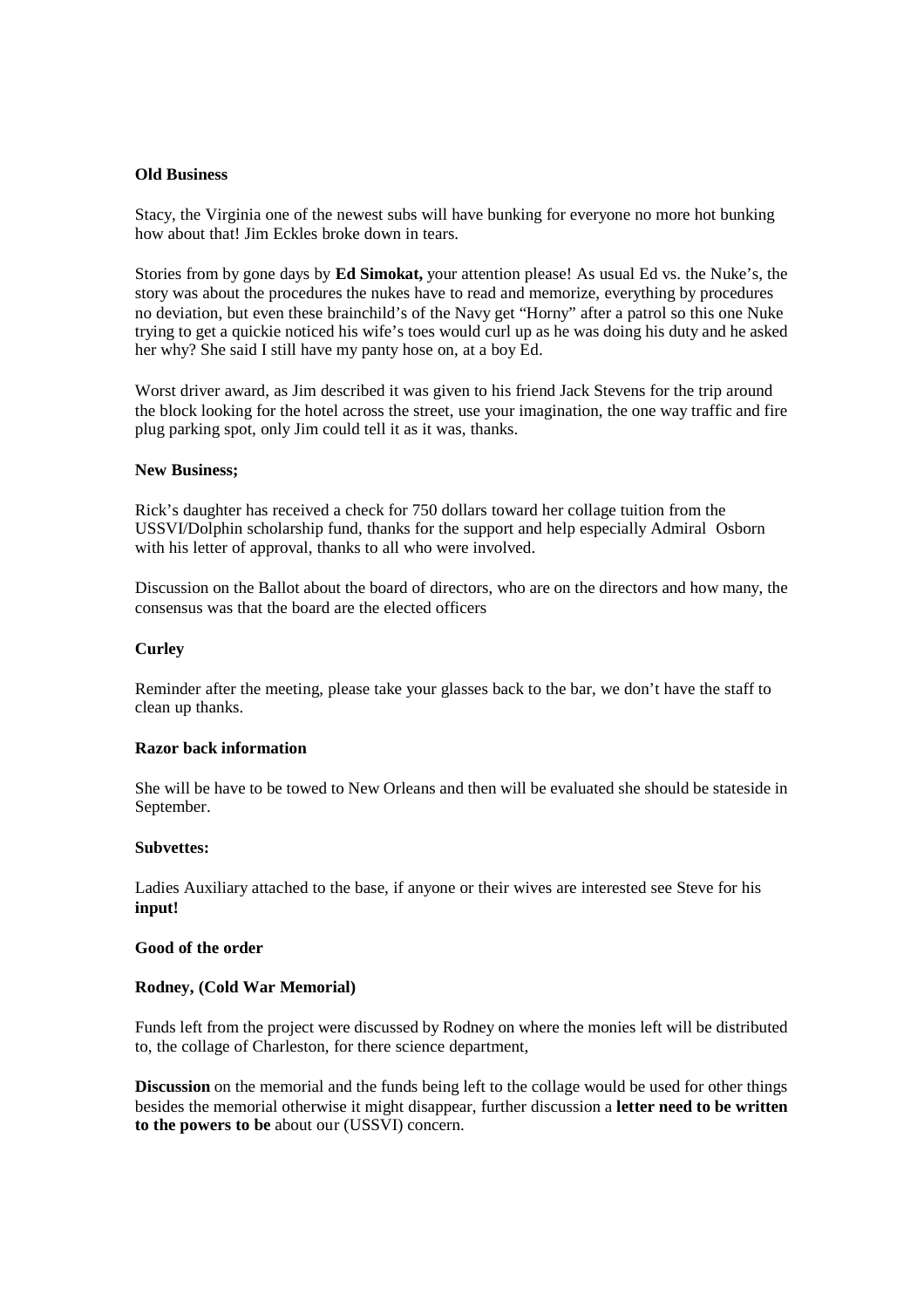**Old Business**

Stacy, the Virginia one of the newest subs will have bunking for everyone no more hot bunking how about that! Jim Eckles broke down in tears.

Stories from by gone days by **Ed Simokat,** your attention please! As usual Ed vs. the Nuke's, the story was about the procedures the nukes have to read and memorize, everything by procedures no deviation, but even these brainchild's of the Navy get "Horny" after a patrol so this one Nuke trying to get a quickie noticed his wife's toes would curl up as he was doing his duty and he asked her why? She said I still have my panty hose on, at a boy Ed.

Worst driver award, as Jim described it was given to his friend Jack Stevens for the trip around the block looking for the hotel across the street, use your imagination, the one way traffic and fire plug parking spot, only Jim could tell it as it was, thanks.

**New Business;**

Rick's daughter has received a check for 750 dollars toward her collage tuition from the USSVI/Dolphin scholarship fund, thanks for the support and help especially Admiral Osborn with his letter of approval, thanks to all who were involved.

Discussion on the Ballot about the board of directors, who are on the directors and how many, the consensus was that the board are the elected officers

**Curley**

Reminder after the meeting, please take your glasses back to the bar, we don't have the staff to clean up thanks.

**Razor back information**

She will be have to be towed to New Orleans and then will be evaluated she should be stateside in September.

**Subvettes:**

Ladies Auxiliary attached to the base, if anyone or their wives are interested see Steve for his **input!**

**Good of the order**

**Rodney, (Cold War Memorial)**

Funds left from the project were discussed by Rodney on where the monies left will be distributed to, the collage of Charleston, for there science department,

**Discussion** on the memorial and the funds being left to the collage would be used for other things besides the memorial otherwise it might disappear, further discussion a **letter need to be written to the powers to be** about our (USSVI) concern.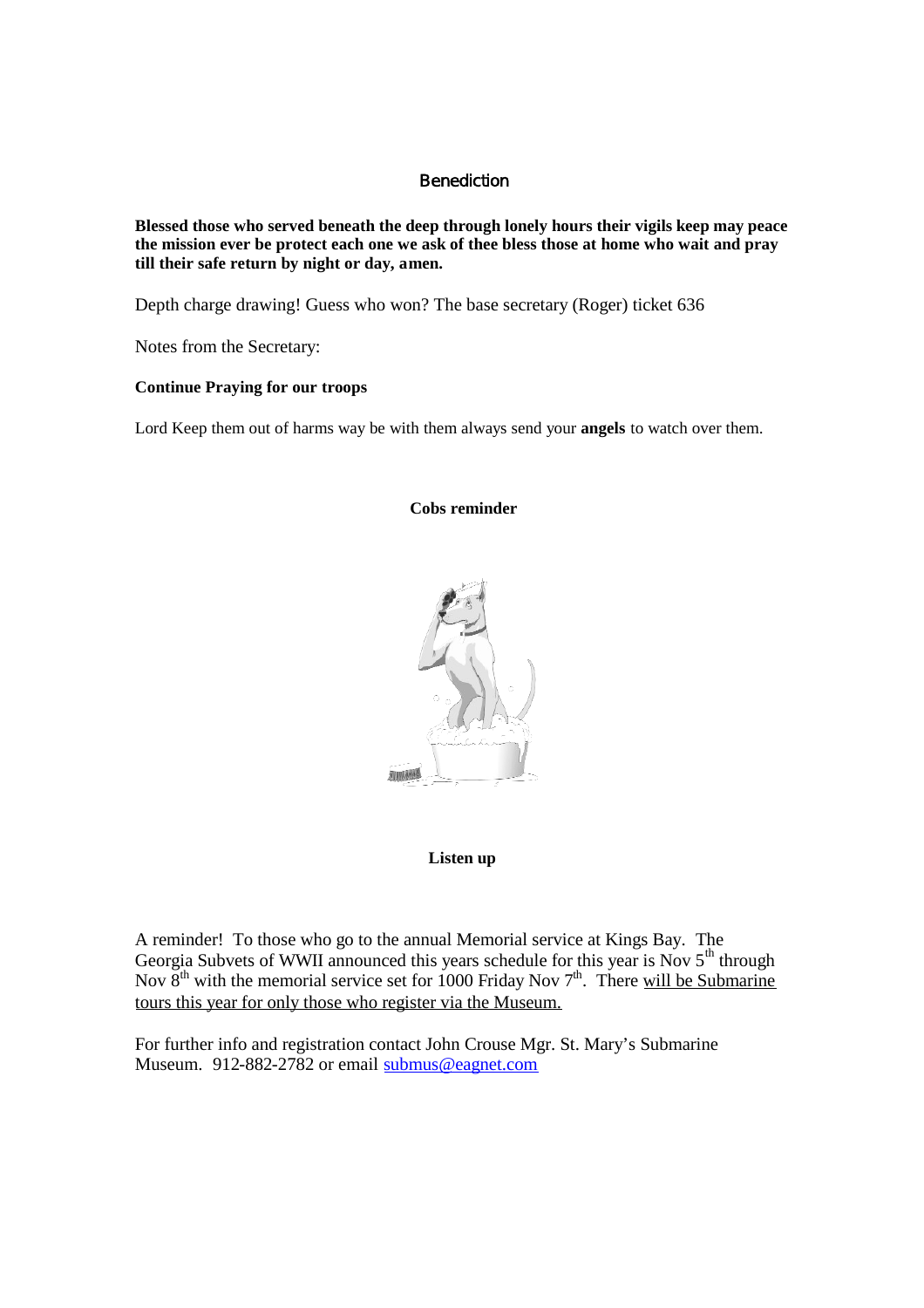## Benediction

**Blessed those who served beneath the deep through lonely hours their vigils keep may peace the mission ever be protect each one we ask of thee bless those at home who wait and pray till their safe return by night or day, amen.**

Depth charge drawing! Guess who won? The base secretary (Roger) ticket 636

Notes from the Secretary:

**Continue Praying for our troops**

Lord Keep them out of harms way be with them always send your **angels** to watch over them.

**Cobs reminder**

**Listen up**

A reminder! To those who go to the annual Memorial service at Kings Bay. The Georgia Subvets of WWII announced this years schedule for this year is Nov 5th through Nov 8th with the memorial service set for 1000 Friday Nov 7th. There will be Submarine tours this year for only those who register via the Museum.

For further info and registration contact John Crouse Mgr. St. Mary's Submarine Museum. 912-882-2782 or email submus@eagnet.com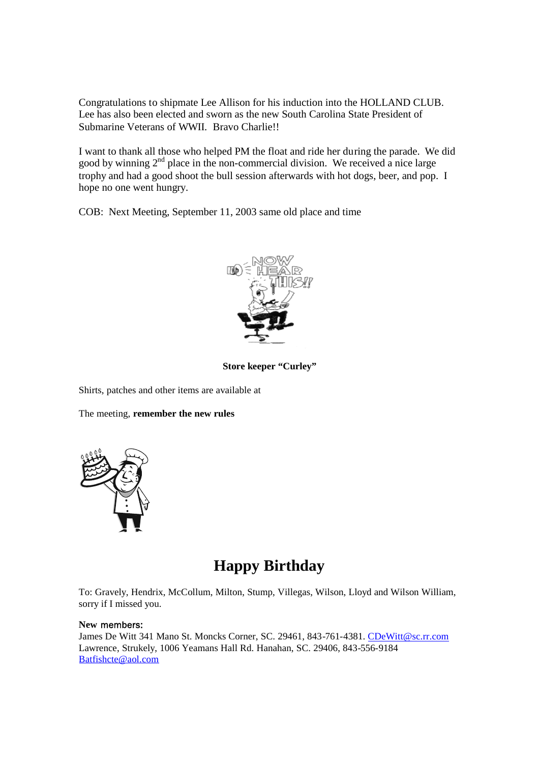Congratulations to shipmate Lee Allison for his induction into the HOLLAND CLUB. Lee has also been elected and sworn as the new South Carolina State President of Submarine Veterans of WWII. Bravo Charlie!!

I want to thank all those who helped PM the float and ride her during the parade. We did good by winning 2nd place in the non-commercial division. We received a nice large trophy and had a good shoot the bull session afterwards with hot dogs, beer, and pop. I hope no one went hungry.

COB: Next Meeting, September 11, 2003 same old place and time

**Store keeper "Curley"**

Shirts, patches and other items are available at

The meeting, **remember the new rules**

# Happy Birthday

To: Gravely, Hendrix, McCollum, Milton, Stump, Villegas, Wilson, Lloyd and Wilson William, sorry if I missed you.

**New members:**
James De Witt 341 Mano St. Moncks Corner, SC. 29461, 843-761-4381. CDeWitt@sc.rr.com
Lawrence, Strukely, 1006 Yeamans Hall Rd. Hanahan, SC. 29406, 843-556-9184
Batfishcte@aol.com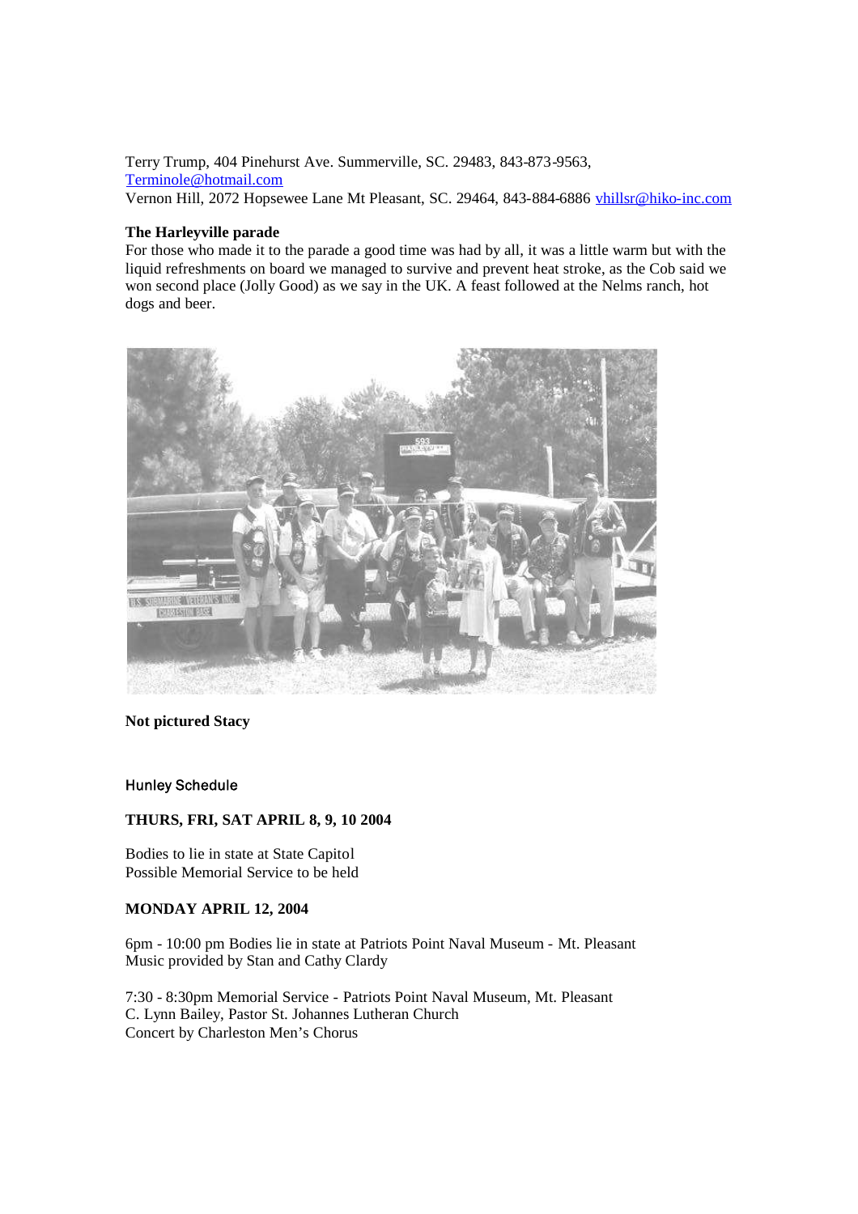Terry Trump, 404 Pinehurst Ave. Summerville, SC. 29483, 843-873-9563, Terminole@hotmail.com
Vernon Hill, 2072 Hopsewee Lane Mt Pleasant, SC. 29464, 843-884-6886 vhillsr@hiko-inc.com

**The Harleyville parade**
For those who made it to the parade a good time was had by all, it was a little warm but with the liquid refreshments on board we managed to survive and prevent heat stroke, as the Cob said we won second place (Jolly Good) as we say in the UK. A feast followed at the Nelms ranch, hot dogs and beer.

**Not pictured Stacy**

Hunley Schedule

**THURS, FRI, SAT APRIL 8, 9, 10 2004**

Bodies to lie in state at State Capitol
Possible Memorial Service to be held

**MONDAY APRIL 12, 2004**

6pm - 10:00 pm Bodies lie in state at Patriots Point Naval Museum - Mt. Pleasant
Music provided by Stan and Cathy Clardy

7:30 - 8:30pm Memorial Service - Patriots Point Naval Museum, Mt. Pleasant
C. Lynn Bailey, Pastor St. Johannes Lutheran Church
Concert by Charleston Men's Chorus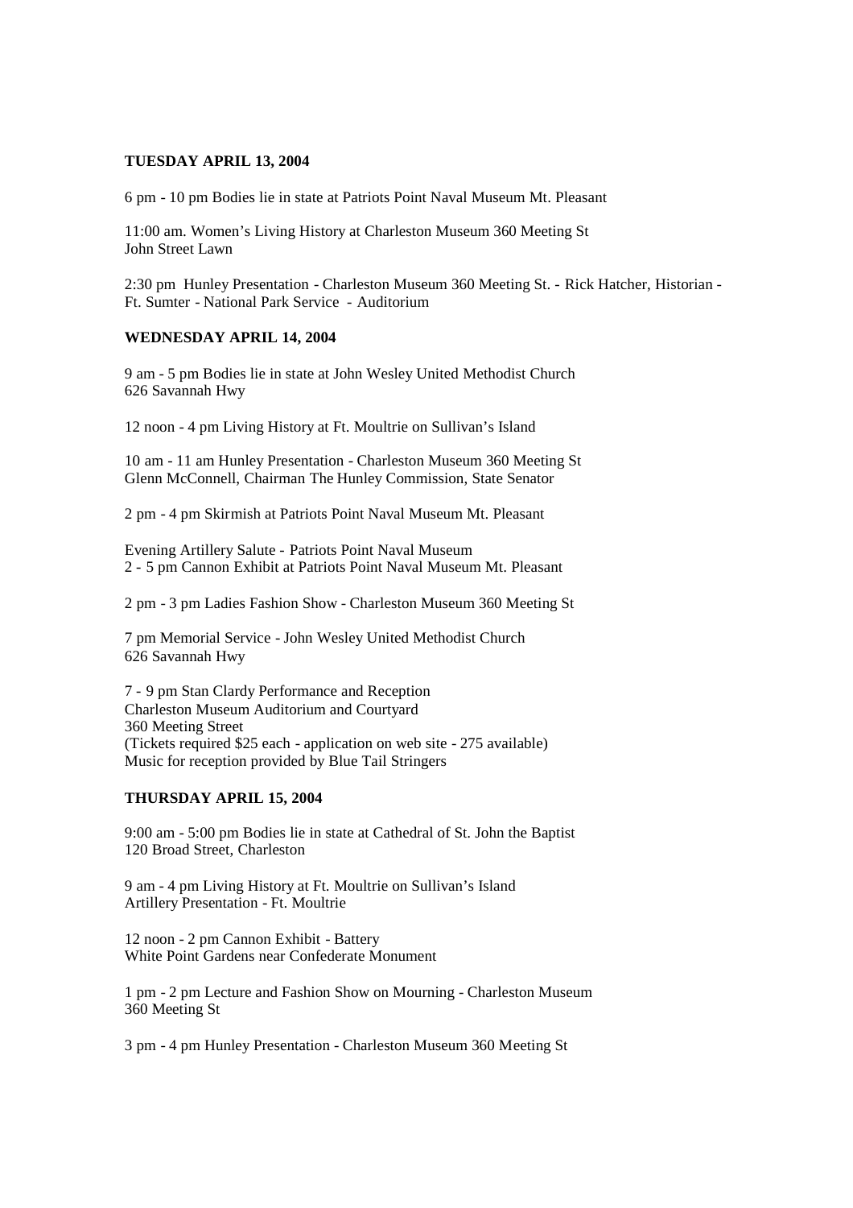**TUESDAY APRIL 13, 2004**

6 pm - 10 pm Bodies lie in state at Patriots Point Naval Museum Mt. Pleasant

11:00 am. Women's Living History at Charleston Museum 360 Meeting St
John Street Lawn

2:30 pm Hunley Presentation - Charleston Museum 360 Meeting St. - Rick Hatcher, Historian - Ft. Sumter - National Park Service - Auditorium

**WEDNESDAY APRIL 14, 2004**

9 am - 5 pm Bodies lie in state at John Wesley United Methodist Church
626 Savannah Hwy

12 noon - 4 pm Living History at Ft. Moultrie on Sullivan's Island

10 am - 11 am Hunley Presentation - Charleston Museum 360 Meeting St
Glenn McConnell, Chairman The Hunley Commission, State Senator

2 pm - 4 pm Skirmish at Patriots Point Naval Museum Mt. Pleasant

Evening Artillery Salute - Patriots Point Naval Museum
2 - 5 pm Cannon Exhibit at Patriots Point Naval Museum Mt. Pleasant

2 pm - 3 pm Ladies Fashion Show - Charleston Museum 360 Meeting St

7 pm Memorial Service - John Wesley United Methodist Church
626 Savannah Hwy

7 - 9 pm Stan Clardy Performance and Reception
Charleston Museum Auditorium and Courtyard
360 Meeting Street
(Tickets required $25 each - application on web site - 275 available)
Music for reception provided by Blue Tail Stringers

**THURSDAY APRIL 15, 2004**

9:00 am - 5:00 pm Bodies lie in state at Cathedral of St. John the Baptist
120 Broad Street, Charleston

9 am - 4 pm Living History at Ft. Moultrie on Sullivan's Island
Artillery Presentation - Ft. Moultrie

12 noon - 2 pm Cannon Exhibit - Battery
White Point Gardens near Confederate Monument

1 pm - 2 pm Lecture and Fashion Show on Mourning - Charleston Museum
360 Meeting St

3 pm - 4 pm Hunley Presentation - Charleston Museum 360 Meeting St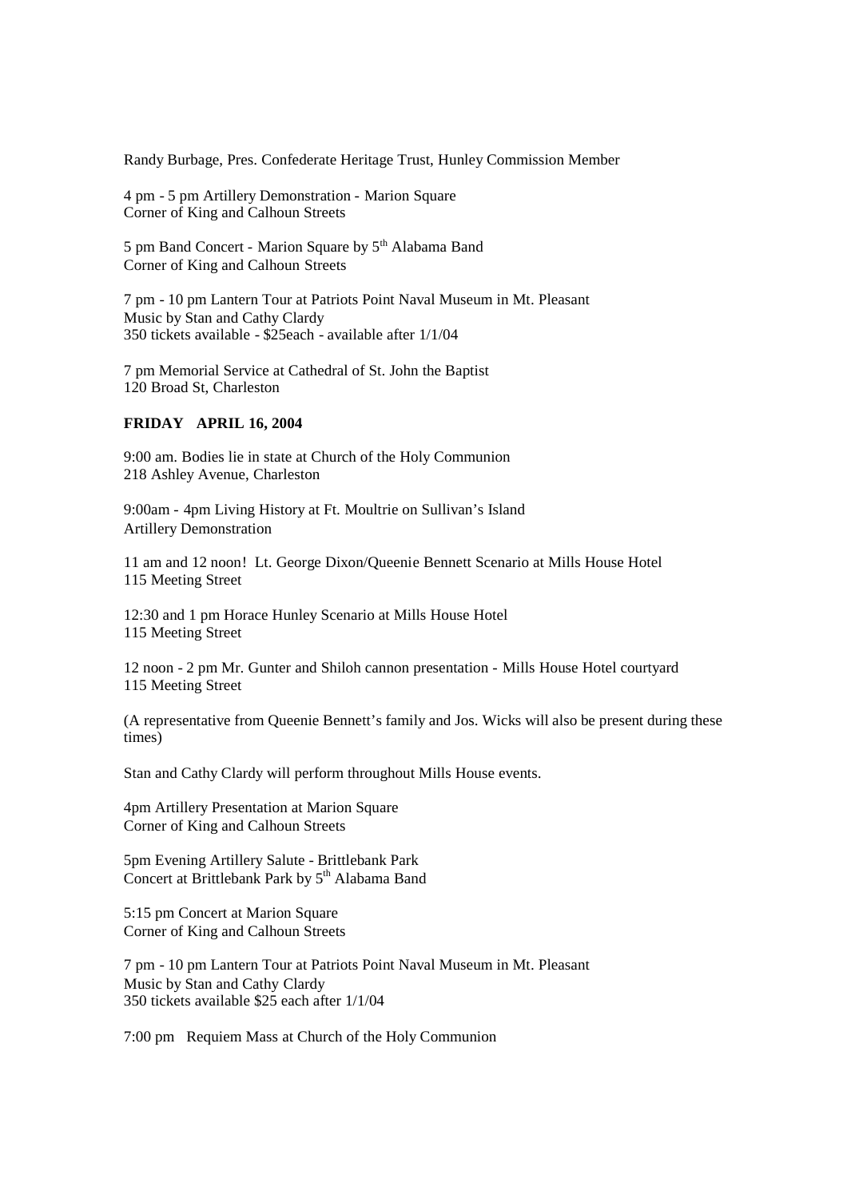Randy Burbage, Pres. Confederate Heritage Trust, Hunley Commission Member

4 pm - 5 pm Artillery Demonstration - Marion Square
Corner of King and Calhoun Streets

5 pm Band Concert - Marion Square by 5th Alabama Band
Corner of King and Calhoun Streets

7 pm - 10 pm Lantern Tour at Patriots Point Naval Museum in Mt. Pleasant
Music by Stan and Cathy Clardy
350 tickets available - $25each - available after 1/1/04

7 pm Memorial Service at Cathedral of St. John the Baptist
120 Broad St, Charleston

**FRIDAY APRIL 16, 2004**

9:00 am. Bodies lie in state at Church of the Holy Communion
218 Ashley Avenue, Charleston

9:00am - 4pm Living History at Ft. Moultrie on Sullivan's Island
Artillery Demonstration

11 am and 12 noon! Lt. George Dixon/Queenie Bennett Scenario at Mills House Hotel
115 Meeting Street

12:30 and 1 pm Horace Hunley Scenario at Mills House Hotel
115 Meeting Street

12 noon - 2 pm Mr. Gunter and Shiloh cannon presentation - Mills House Hotel courtyard
115 Meeting Street

(A representative from Queenie Bennett's family and Jos. Wicks will also be present during these times)

Stan and Cathy Clardy will perform throughout Mills House events.

4pm Artillery Presentation at Marion Square
Corner of King and Calhoun Streets

5pm Evening Artillery Salute - Brittlebank Park
Concert at Brittlebank Park by 5th Alabama Band

5:15 pm Concert at Marion Square
Corner of King and Calhoun Streets

7 pm - 10 pm Lantern Tour at Patriots Point Naval Museum in Mt. Pleasant
Music by Stan and Cathy Clardy
350 tickets available $25 each after 1/1/04

7:00 pm Requiem Mass at Church of the Holy Communion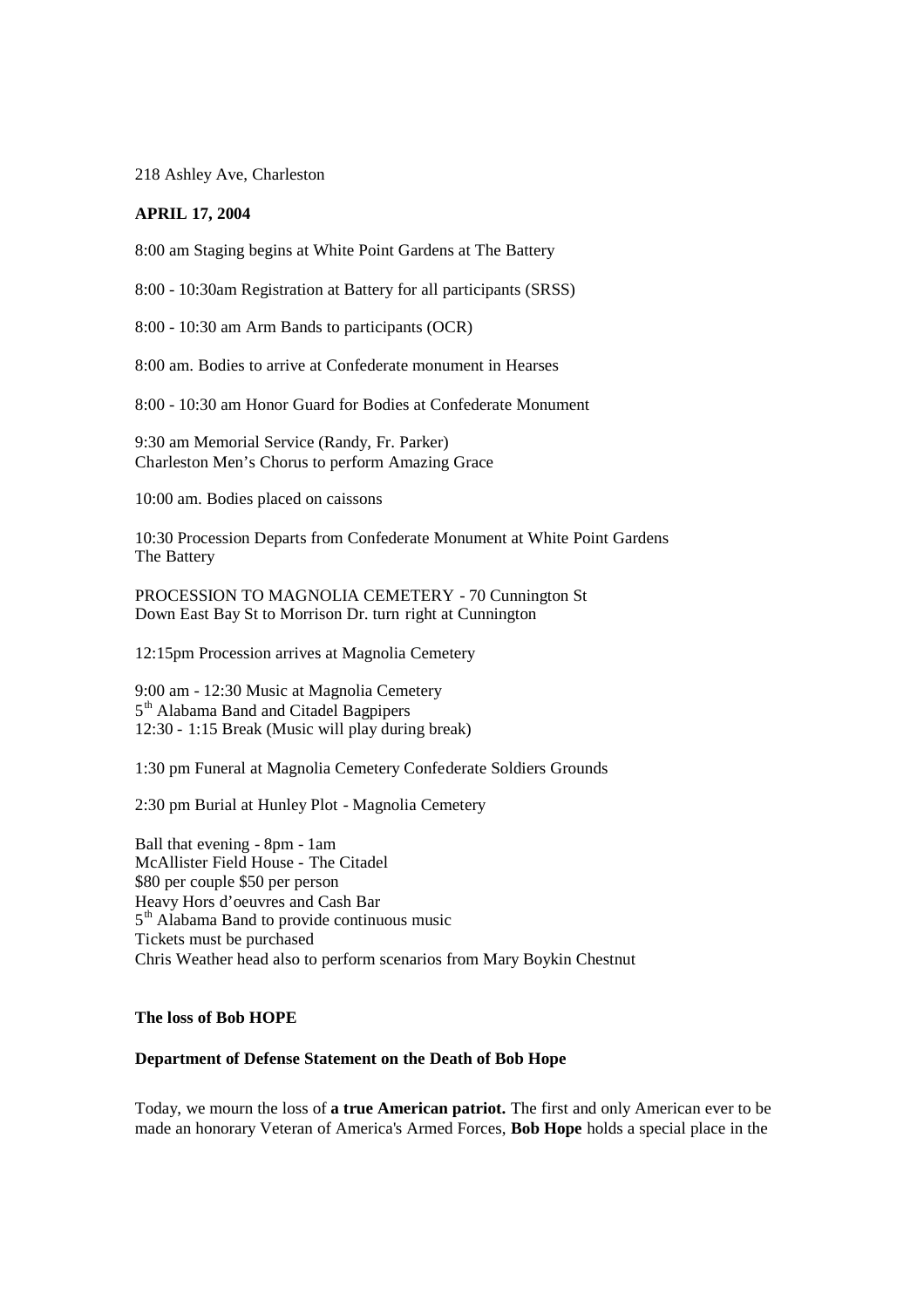218 Ashley Ave, Charleston

**APRIL 17, 2004**

8:00 am Staging begins at White Point Gardens at The Battery

8:00 - 10:30am Registration at Battery for all participants (SRSS)

8:00 - 10:30 am Arm Bands to participants (OCR)

8:00 am. Bodies to arrive at Confederate monument in Hearses

8:00 - 10:30 am Honor Guard for Bodies at Confederate Monument

9:30 am Memorial Service (Randy, Fr. Parker)
Charleston Men's Chorus to perform Amazing Grace

10:00 am. Bodies placed on caissons

10:30 Procession Departs from Confederate Monument at White Point Gardens
The Battery

PROCESSION TO MAGNOLIA CEMETERY - 70 Cunnington St
Down East Bay St to Morrison Dr. turn right at Cunnington

12:15pm Procession arrives at Magnolia Cemetery

9:00 am - 12:30 Music at Magnolia Cemetery
5th Alabama Band and Citadel Bagpipers
12:30 - 1:15 Break (Music will play during break)

1:30 pm Funeral at Magnolia Cemetery Confederate Soldiers Grounds

2:30 pm Burial at Hunley Plot - Magnolia Cemetery

Ball that evening - 8pm - 1am
McAllister Field House - The Citadel
$80 per couple $50 per person
Heavy Hors d'oeuvres and Cash Bar
5th Alabama Band to provide continuous music
Tickets must be purchased
Chris Weather head also to perform scenarios from Mary Boykin Chestnut

**The loss of Bob HOPE**

**Department of Defense Statement on the Death of Bob Hope**

Today, we mourn the loss of **a true American patriot.** The first and only American ever to be made an honorary Veteran of America's Armed Forces, **Bob Hope** holds a special place in the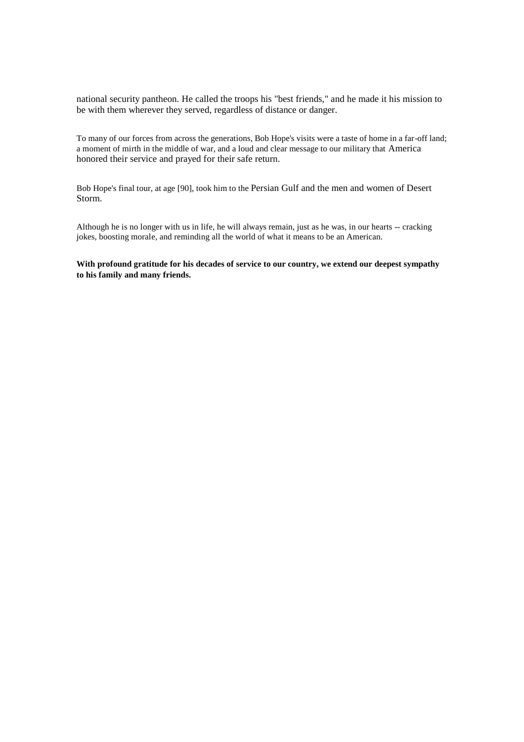national security pantheon. He called the troops his "best friends," and he made it his mission to be with them wherever they served, regardless of distance or danger.

To many of our forces from across the generations, Bob Hope's visits were a taste of home in a far-off land; a moment of mirth in the middle of war, and a loud and clear message to our military that America honored their service and prayed for their safe return.

Bob Hope's final tour, at age [90], took him to the Persian Gulf and the men and women of Desert Storm.

Although he is no longer with us in life, he will always remain, just as he was, in our hearts -- cracking jokes, boosting morale, and reminding all the world of what it means to be an American.

**With profound gratitude for his decades of service to our country, we extend our deepest sympathy to his family and many friends.**